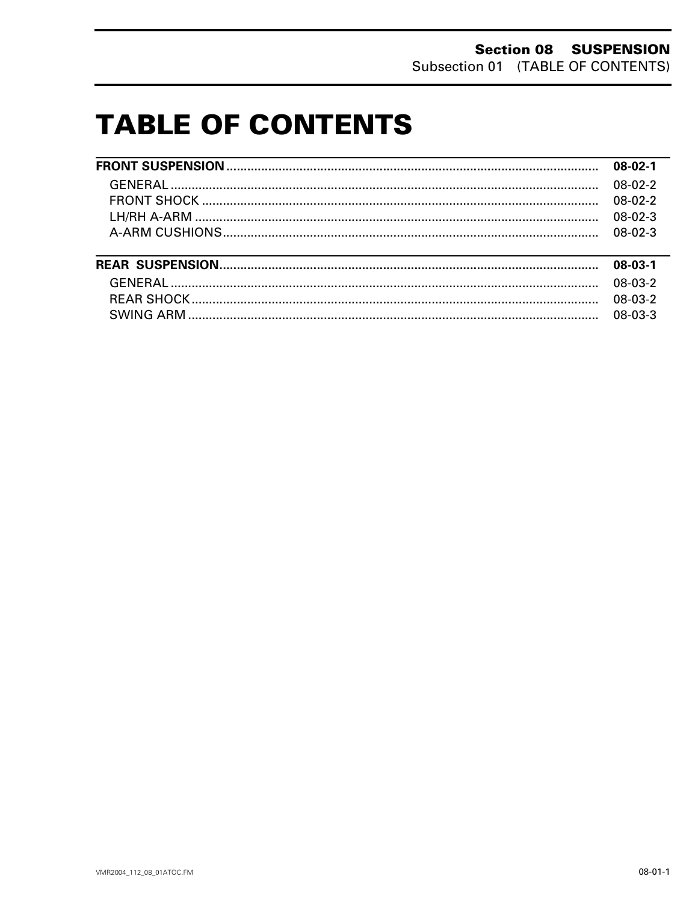# TABLE OF CONTENTS

| | |
|---|---|
| **FRONT SUSPENSION** | **08-02-1** |
| GENERAL | 08-02-2 |
| FRONT SHOCK | 08-02-2 |
| LH/RH A-ARM | 08-02-3 |
| A-ARM CUSHIONS | 08-02-3 |
| **REAR SUSPENSION** | **08-03-1** |
| GENERAL | 08-03-2 |
| REAR SHOCK | 08-03-2 |
| SWING ARM | 08-03-3 |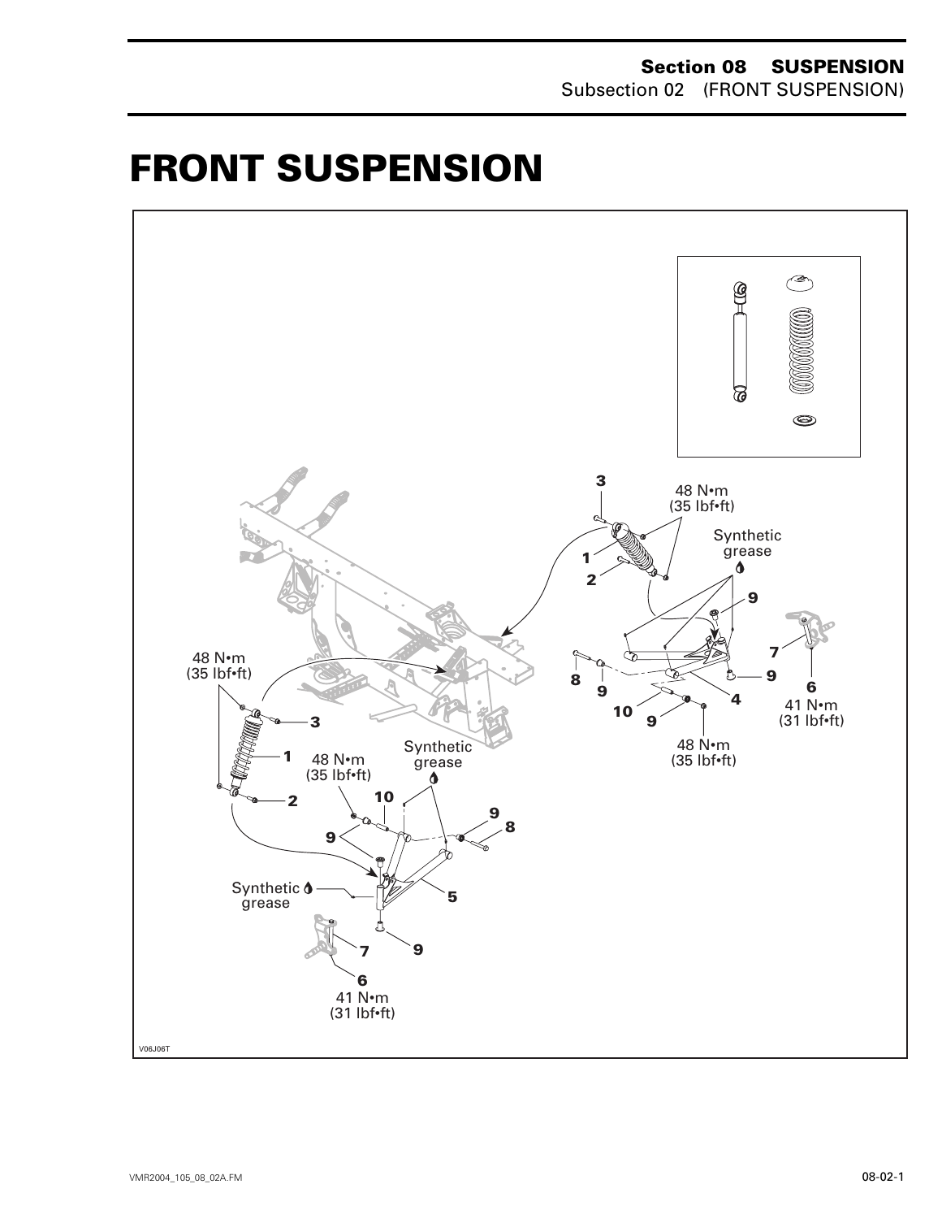# FRONT SUSPENSION

48 N•m
(35 lbf•ft)

Synthetic
grease

48 N•m
(35 lbf•ft)

41 N•m
(31 lbf•ft)

48 N•m
(35 lbf•ft)

48 N•m
(35 lbf•ft)

Synthetic
grease

48 N•m
(35 lbf•ft)

Synthetic
grease

41 N•m
(31 lbf•ft)

V06J06T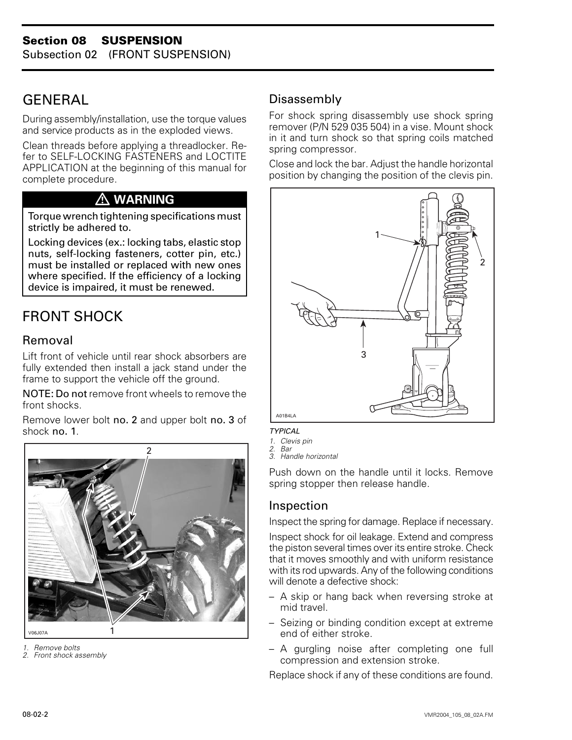## GENERAL

During assembly/installation, use the torque values and service products as in the exploded views.

Clean threads before applying a threadlocker. Refer to SELF-LOCKING FASTENERS and LOCTITE APPLICATION at the beginning of this manual for complete procedure.

> **⚠ WARNING**
>
> **Torque wrench tightening specifications must strictly be adhered to.**
>
> **Locking devices (ex.: locking tabs, elastic stop nuts, self-locking fasteners, cotter pin, etc.) must be installed or replaced with new ones where specified. If the efficiency of a locking device is impaired, it must be renewed.**

## FRONT SHOCK

### Removal

Lift front of vehicle until rear shock absorbers are fully extended then install a jack stand under the frame to support the vehicle off the ground.

**NOTE: Do not** remove front wheels to remove the front shocks.

Remove lower bolt **no. 2** and upper bolt **no. 3** of shock **no. 1**.

*1. Remove bolts*
*2. Front shock assembly*

### Disassembly

For shock spring disassembly use shock spring remover (P/N 529 035 504) in a vise. Mount shock in it and turn shock so that spring coils matched spring compressor.

Close and lock the bar. Adjust the handle horizontal position by changing the position of the clevis pin.

*TYPICAL*
*1. Clevis pin*
*2. Bar*
*3. Handle horizontal*

Push down on the handle until it locks. Remove spring stopper then release handle.

### Inspection

Inspect the spring for damage. Replace if necessary.

Inspect shock for oil leakage. Extend and compress the piston several times over its entire stroke. Check that it moves smoothly and with uniform resistance with its rod upwards. Any of the following conditions will denote a defective shock:

– A skip or hang back when reversing stroke at mid travel.
– Seizing or binding condition except at extreme end of either stroke.
– A gurgling noise after completing one full compression and extension stroke.

Replace shock if any of these conditions are found.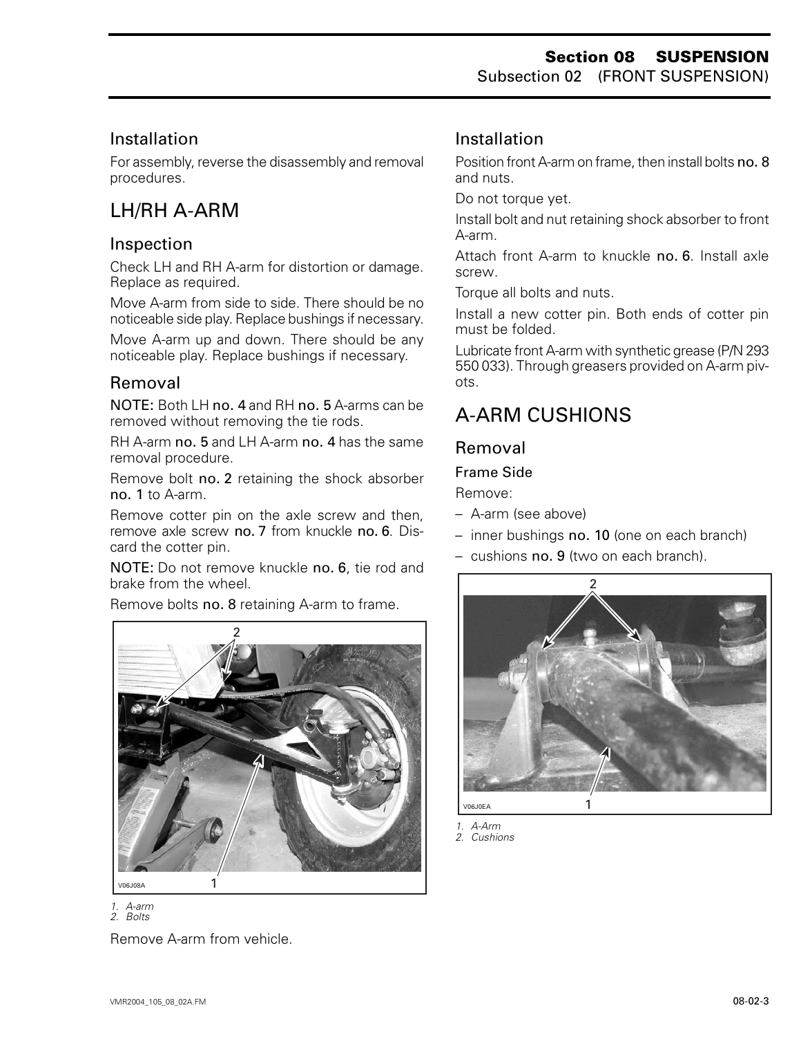## Installation

For assembly, reverse the disassembly and removal procedures.

# LH/RH A-ARM

## Inspection

Check LH and RH A-arm for distortion or damage. Replace as required.

Move A-arm from side to side. There should be no noticeable side play. Replace bushings if necessary.

Move A-arm up and down. There should be any noticeable play. Replace bushings if necessary.

## Removal

**NOTE:** Both LH **no. 4** and RH **no. 5** A-arms can be removed without removing the tie rods.

RH A-arm **no. 5** and LH A-arm **no. 4** has the same removal procedure.

Remove bolt **no. 2** retaining the shock absorber **no. 1** to A-arm.

Remove cotter pin on the axle screw and then, remove axle screw **no. 7** from knuckle **no. 6**. Discard the cotter pin.

**NOTE:** Do not remove knuckle **no. 6**, tie rod and brake from the wheel.

Remove bolts **no. 8** retaining A-arm to frame.

V06J08A

*1. A-arm*
*2. Bolts*

Remove A-arm from vehicle.

## Installation

Position front A-arm on frame, then install bolts **no. 8** and nuts.

Do not torque yet.

Install bolt and nut retaining shock absorber to front A-arm.

Attach front A-arm to knuckle **no. 6**. Install axle screw.

Torque all bolts and nuts.

Install a new cotter pin. Both ends of cotter pin must be folded.

Lubricate front A-arm with synthetic grease (P/N 293 550 033). Through greasers provided on A-arm pivots.

# A-ARM CUSHIONS

## Removal

### Frame Side

Remove:

– A-arm (see above)
– inner bushings **no. 10** (one on each branch)
– cushions **no. 9** (two on each branch).

V06J0EA

*1. A-Arm*
*2. Cushions*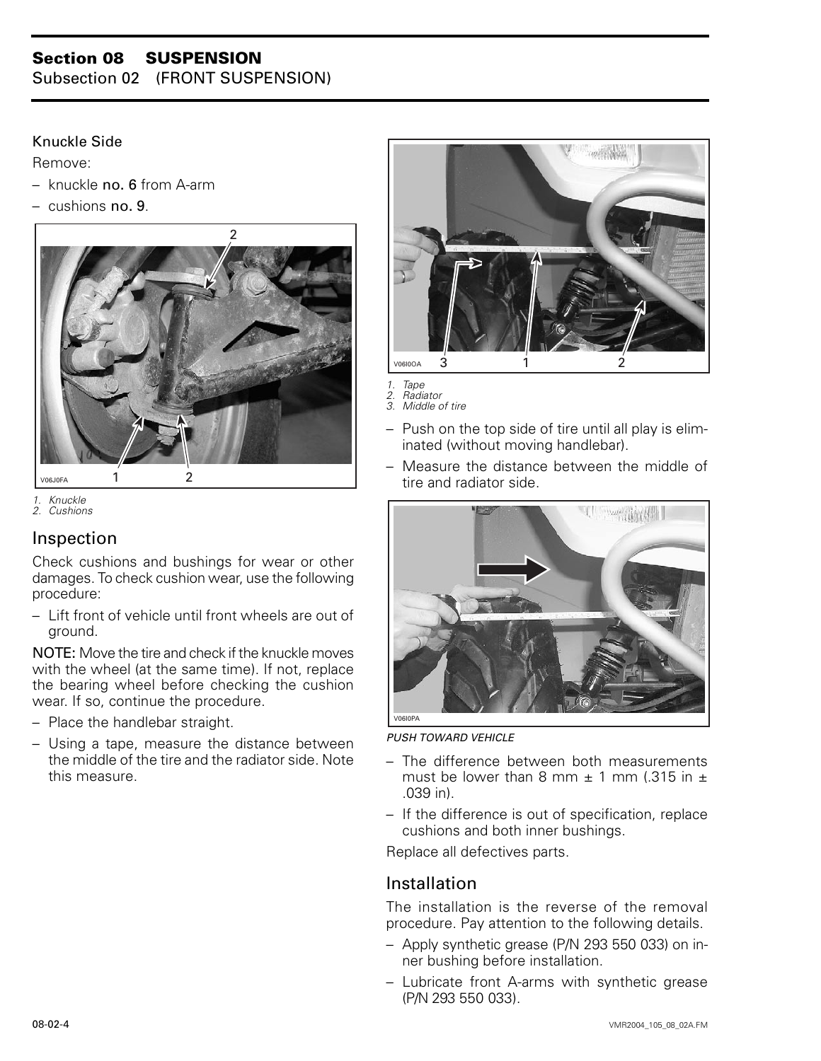### Knuckle Side

Remove:

- knuckle **no. 6** from A-arm
- cushions **no. 9**.

V06J0FA

*1. Knuckle*
*2. Cushions*

## Inspection

Check cushions and bushings for wear or other damages. To check cushion wear, use the following procedure:

- Lift front of vehicle until front wheels are out of ground.

**NOTE:** Move the tire and check if the knuckle moves with the wheel (at the same time). If not, replace the bearing wheel before checking the cushion wear. If so, continue the procedure.

- Place the handlebar straight.
- Using a tape, measure the distance between the middle of the tire and the radiator side. Note this measure.

V06I0OA

*1. Tape*
*2. Radiator*
*3. Middle of tire*

- Push on the top side of tire until all play is eliminated (without moving handlebar).
- Measure the distance between the middle of tire and radiator side.

V06I0PA

*PUSH TOWARD VEHICLE*

- The difference between both measurements must be lower than 8 mm ± 1 mm (.315 in ± .039 in).
- If the difference is out of specification, replace cushions and both inner bushings.

Replace all defectives parts.

## Installation

The installation is the reverse of the removal procedure. Pay attention to the following details.

- Apply synthetic grease (P/N 293 550 033) on inner bushing before installation.
- Lubricate front A-arms with synthetic grease (P/N 293 550 033).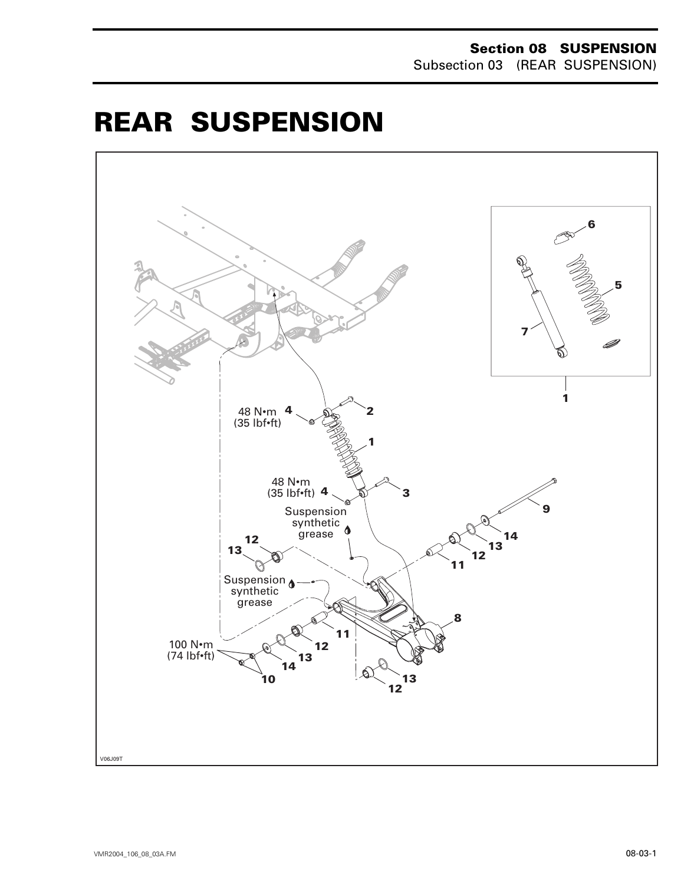# REAR SUSPENSION

48 N•m (35 lbf•ft) 4

2

1

48 N•m (35 lbf•ft) 4

3

Suspension synthetic grease

9

12

13

14

13

12

11

Suspension synthetic grease

8

11

12

100 N•m (74 lbf•ft)

13

14

10

13

12

6

5

7

1

V06J09T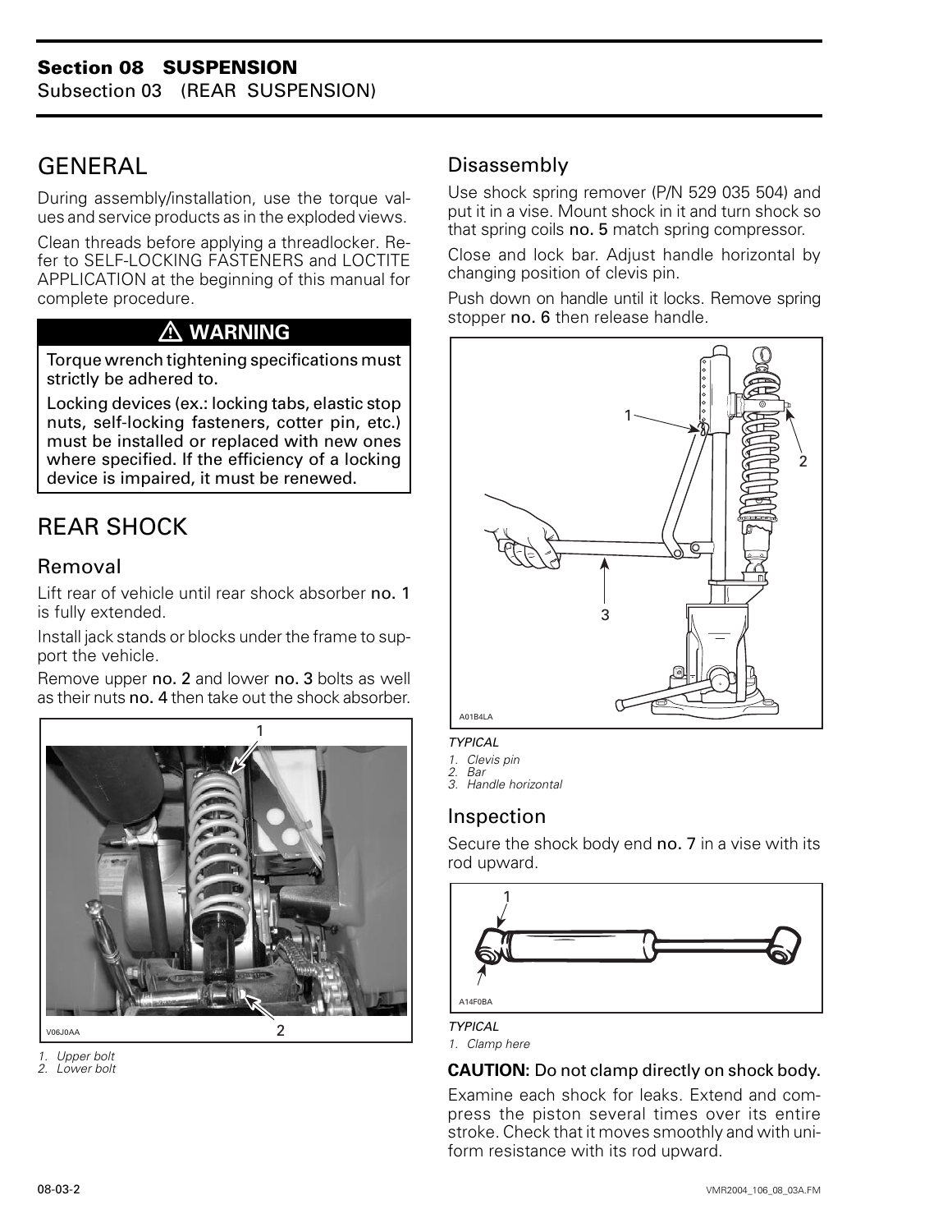## GENERAL

During assembly/installation, use the torque values and service products as in the exploded views.

Clean threads before applying a threadlocker. Refer to SELF-LOCKING FASTENERS and LOCTITE APPLICATION at the beginning of this manual for complete procedure.

> **⚠ WARNING**
>
> Torque wrench tightening specifications must strictly be adhered to.
>
> Locking devices (ex.: locking tabs, elastic stop nuts, self-locking fasteners, cotter pin, etc.) must be installed or replaced with new ones where specified. If the efficiency of a locking device is impaired, it must be renewed.

## REAR SHOCK

### Removal

Lift rear of vehicle until rear shock absorber **no. 1** is fully extended.

Install jack stands or blocks under the frame to support the vehicle.

Remove upper **no. 2** and lower **no. 3** bolts as well as their nuts **no. 4** then take out the shock absorber.

V06J0AA

*1. Upper bolt*
*2. Lower bolt*

### Disassembly

Use shock spring remover (P/N 529 035 504) and put it in a vise. Mount shock in it and turn shock so that spring coils **no. 5** match spring compressor.

Close and lock bar. Adjust handle horizontal by changing position of clevis pin.

Push down on handle until it locks. Remove spring stopper **no. 6** then release handle.

A01B4LA

*TYPICAL*
*1. Clevis pin*
*2. Bar*
*3. Handle horizontal*

### Inspection

Secure the shock body end **no. 7** in a vise with its rod upward.

A14F0BA

*TYPICAL*
*1. Clamp here*

**CAUTION:** Do not clamp directly on shock body.

Examine each shock for leaks. Extend and compress the piston several times over its entire stroke. Check that it moves smoothly and with uniform resistance with its rod upward.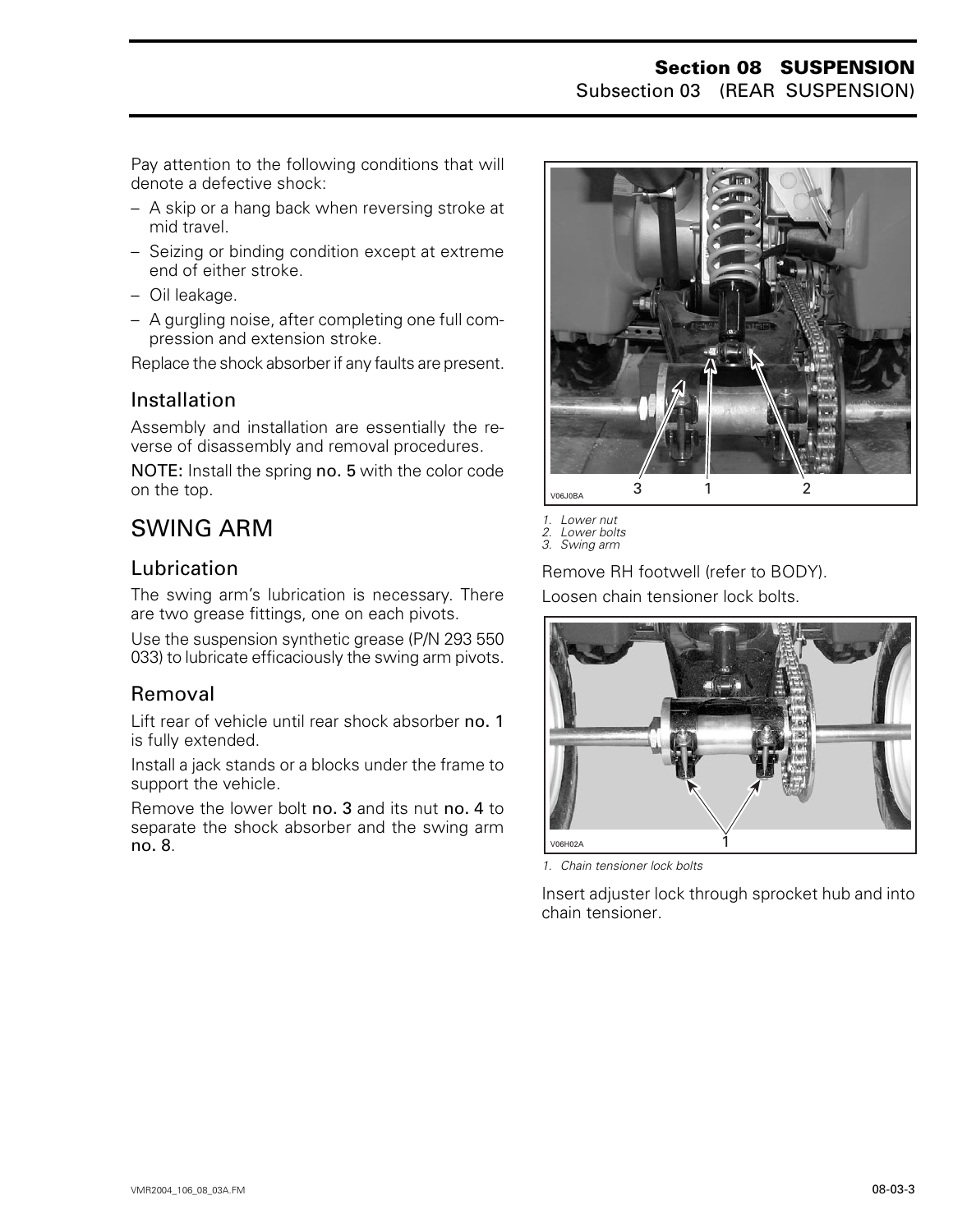Pay attention to the following conditions that will denote a defective shock:

– A skip or a hang back when reversing stroke at mid travel.
– Seizing or binding condition except at extreme end of either stroke.
– Oil leakage.
– A gurgling noise, after completing one full compression and extension stroke.

Replace the shock absorber if any faults are present.

### Installation

Assembly and installation are essentially the reverse of disassembly and removal procedures.

NOTE: Install the spring **no. 5** with the color code on the top.

## SWING ARM

### Lubrication

The swing arm's lubrication is necessary. There are two grease fittings, one on each pivots.

Use the suspension synthetic grease (P/N 293 550 033) to lubricate efficaciously the swing arm pivots.

### Removal

Lift rear of vehicle until rear shock absorber **no. 1** is fully extended.

Install a jack stands or a blocks under the frame to support the vehicle.

Remove the lower bolt **no. 3** and its nut **no. 4** to separate the shock absorber and the swing arm **no. 8**.

V06J0BA

*1. Lower nut*
*2. Lower bolts*
*3. Swing arm*

Remove RH footwell (refer to BODY).

Loosen chain tensioner lock bolts.

V06H02A

*1. Chain tensioner lock bolts*

Insert adjuster lock through sprocket hub and into chain tensioner.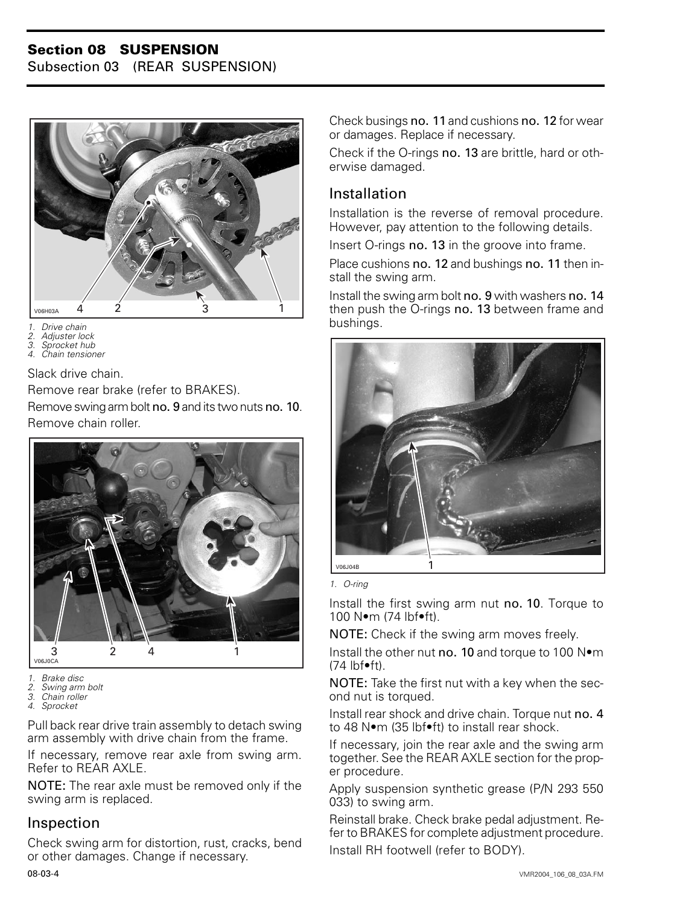1. Drive chain
2. Adjuster lock
3. Sprocket hub
4. Chain tensioner

Slack drive chain.

Remove rear brake (refer to BRAKES).

Remove swing arm bolt **no. 9** and its two nuts **no. 10**.

Remove chain roller.

1. Brake disc
2. Swing arm bolt
3. Chain roller
4. Sprocket

Pull back rear drive train assembly to detach swing arm assembly with drive chain from the frame.

If necessary, remove rear axle from swing arm. Refer to REAR AXLE.

**NOTE:** The rear axle must be removed only if the swing arm is replaced.

## Inspection

Check swing arm for distortion, rust, cracks, bend or other damages. Change if necessary.

Check busings **no. 11** and cushions **no. 12** for wear or damages. Replace if necessary.

Check if the O-rings **no. 13** are brittle, hard or otherwise damaged.

## Installation

Installation is the reverse of removal procedure. However, pay attention to the following details.

Insert O-rings **no. 13** in the groove into frame.

Place cushions **no. 12** and bushings **no. 11** then install the swing arm.

Install the swing arm bolt **no. 9** with washers **no. 14** then push the O-rings **no. 13** between frame and bushings.

1. O-ring

Install the first swing arm nut **no. 10**. Torque to 100 N•m (74 lbf•ft).

**NOTE:** Check if the swing arm moves freely.

Install the other nut **no. 10** and torque to 100 N•m (74 lbf•ft).

**NOTE:** Take the first nut with a key when the second nut is torqued.

Install rear shock and drive chain. Torque nut **no. 4** to 48 N•m (35 lbf•ft) to install rear shock.

If necessary, join the rear axle and the swing arm together. See the REAR AXLE section for the proper procedure.

Apply suspension synthetic grease (P/N 293 550 033) to swing arm.

Reinstall brake. Check brake pedal adjustment. Refer to BRAKES for complete adjustment procedure.

Install RH footwell (refer to BODY).